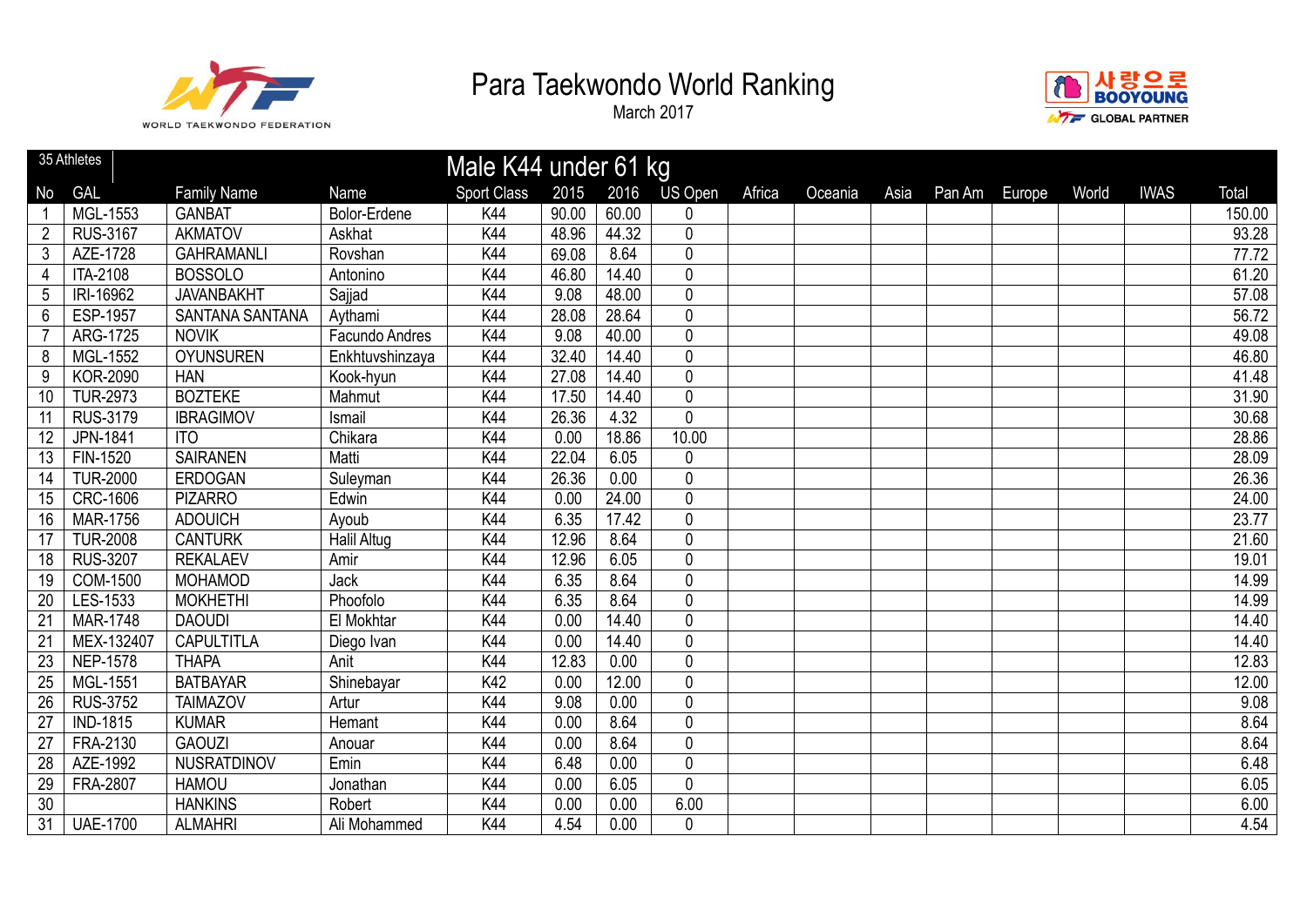# Para Taekwondo World Ranking

March 2017

WORLD TAEKWONDO FEDERATION

사랑으로 BOOYOUNG GLOBAL PARTNER

## Male K44 under 61 kg

35 Athletes

| No | GAL | Family Name | Name | Sport Class | 2015 | 2016 | US Open | Africa | Oceania | Asia | Pan Am | Europe | World | IWAS | Total |
|---|---|---|---|---|---|---|---|---|---|---|---|---|---|---|---|
| 1 | MGL-1553 | GANBAT | Bolor-Erdene | K44 | 90.00 | 60.00 | 0 | | | | | | | | 150.00 |
| 2 | RUS-3167 | AKMATOV | Askhat | K44 | 48.96 | 44.32 | 0 | | | | | | | | 93.28 |
| 3 | AZE-1728 | GAHRAMANLI | Rovshan | K44 | 69.08 | 8.64 | 0 | | | | | | | | 77.72 |
| 4 | ITA-2108 | BOSSOLO | Antonino | K44 | 46.80 | 14.40 | 0 | | | | | | | | 61.20 |
| 5 | IRI-16962 | JAVANBAKHT | Sajjad | K44 | 9.08 | 48.00 | 0 | | | | | | | | 57.08 |
| 6 | ESP-1957 | SANTANA SANTANA | Aythami | K44 | 28.08 | 28.64 | 0 | | | | | | | | 56.72 |
| 7 | ARG-1725 | NOVIK | Facundo Andres | K44 | 9.08 | 40.00 | 0 | | | | | | | | 49.08 |
| 8 | MGL-1552 | OYUNSUREN | Enkhtuvshinzaya | K44 | 32.40 | 14.40 | 0 | | | | | | | | 46.80 |
| 9 | KOR-2090 | HAN | Kook-hyun | K44 | 27.08 | 14.40 | 0 | | | | | | | | 41.48 |
| 10 | TUR-2973 | BOZTEKE | Mahmut | K44 | 17.50 | 14.40 | 0 | | | | | | | | 31.90 |
| 11 | RUS-3179 | IBRAGIMOV | Ismail | K44 | 26.36 | 4.32 | 0 | | | | | | | | 30.68 |
| 12 | JPN-1841 | ITO | Chikara | K44 | 0.00 | 18.86 | 10.00 | | | | | | | | 28.86 |
| 13 | FIN-1520 | SAIRANEN | Matti | K44 | 22.04 | 6.05 | 0 | | | | | | | | 28.09 |
| 14 | TUR-2000 | ERDOGAN | Suleyman | K44 | 26.36 | 0.00 | 0 | | | | | | | | 26.36 |
| 15 | CRC-1606 | PIZARRO | Edwin | K44 | 0.00 | 24.00 | 0 | | | | | | | | 24.00 |
| 16 | MAR-1756 | ADOUICH | Ayoub | K44 | 6.35 | 17.42 | 0 | | | | | | | | 23.77 |
| 17 | TUR-2008 | CANTURK | Halil Altug | K44 | 12.96 | 8.64 | 0 | | | | | | | | 21.60 |
| 18 | RUS-3207 | REKALAEV | Amir | K44 | 12.96 | 6.05 | 0 | | | | | | | | 19.01 |
| 19 | COM-1500 | MOHAMOD | Jack | K44 | 6.35 | 8.64 | 0 | | | | | | | | 14.99 |
| 20 | LES-1533 | MOKHETHI | Phoofolo | K44 | 6.35 | 8.64 | 0 | | | | | | | | 14.99 |
| 21 | MAR-1748 | DAOUDI | El Mokhtar | K44 | 0.00 | 14.40 | 0 | | | | | | | | 14.40 |
| 21 | MEX-132407 | CAPULTITLA | Diego Ivan | K44 | 0.00 | 14.40 | 0 | | | | | | | | 14.40 |
| 23 | NEP-1578 | THAPA | Anit | K44 | 12.83 | 0.00 | 0 | | | | | | | | 12.83 |
| 25 | MGL-1551 | BATBAYAR | Shinebayar | K42 | 0.00 | 12.00 | 0 | | | | | | | | 12.00 |
| 26 | RUS-3752 | TAIMAZOV | Artur | K44 | 9.08 | 0.00 | 0 | | | | | | | | 9.08 |
| 27 | IND-1815 | KUMAR | Hemant | K44 | 0.00 | 8.64 | 0 | | | | | | | | 8.64 |
| 27 | FRA-2130 | GAOUZI | Anouar | K44 | 0.00 | 8.64 | 0 | | | | | | | | 8.64 |
| 28 | AZE-1992 | NUSRATDINOV | Emin | K44 | 6.48 | 0.00 | 0 | | | | | | | | 6.48 |
| 29 | FRA-2807 | HAMOU | Jonathan | K44 | 0.00 | 6.05 | 0 | | | | | | | | 6.05 |
| 30 | | HANKINS | Robert | K44 | 0.00 | 0.00 | 6.00 | | | | | | | | 6.00 |
| 31 | UAE-1700 | ALMAHRI | Ali Mohammed | K44 | 4.54 | 0.00 | 0 | | | | | | | | 4.54 |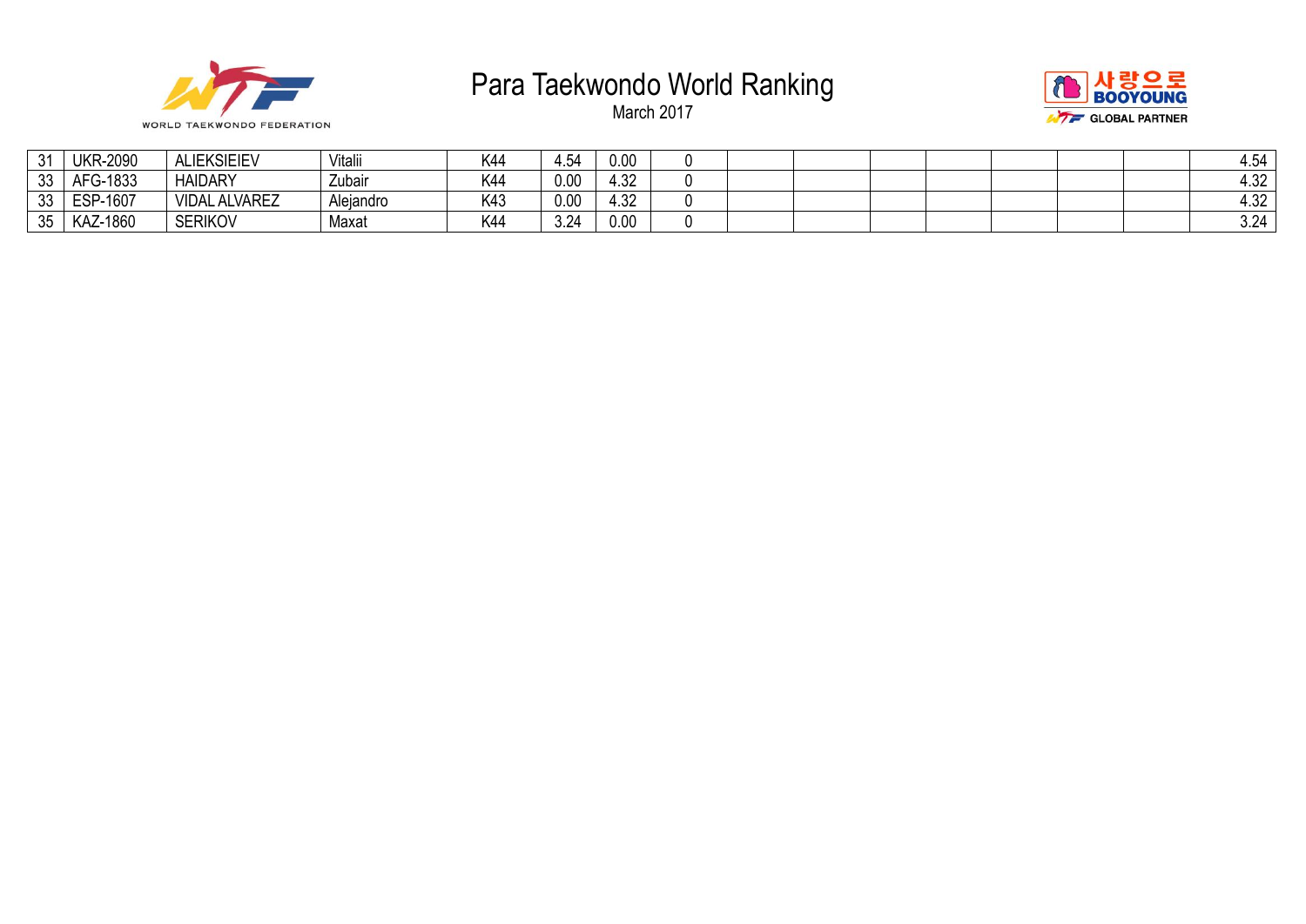| | | | | | | | | | | | | | | | |
|---|---|---|---|---|---|---|---|---|---|---|---|---|---|---|---|
| 31 | UKR-2090 | ALIEKSIEIEV | Vitalii | K44 | 4.54 | 0.00 | 0 | | | | | | | | 4.54 |
| 33 | AFG-1833 | HAIDARY | Zubair | K44 | 0.00 | 4.32 | 0 | | | | | | | | 4.32 |
| 33 | ESP-1607 | VIDAL ALVAREZ | Alejandro | K43 | 0.00 | 4.32 | 0 | | | | | | | | 4.32 |
| 35 | KAZ-1860 | SERIKOV | Maxat | K44 | 3.24 | 0.00 | 0 | | | | | | | | 3.24 |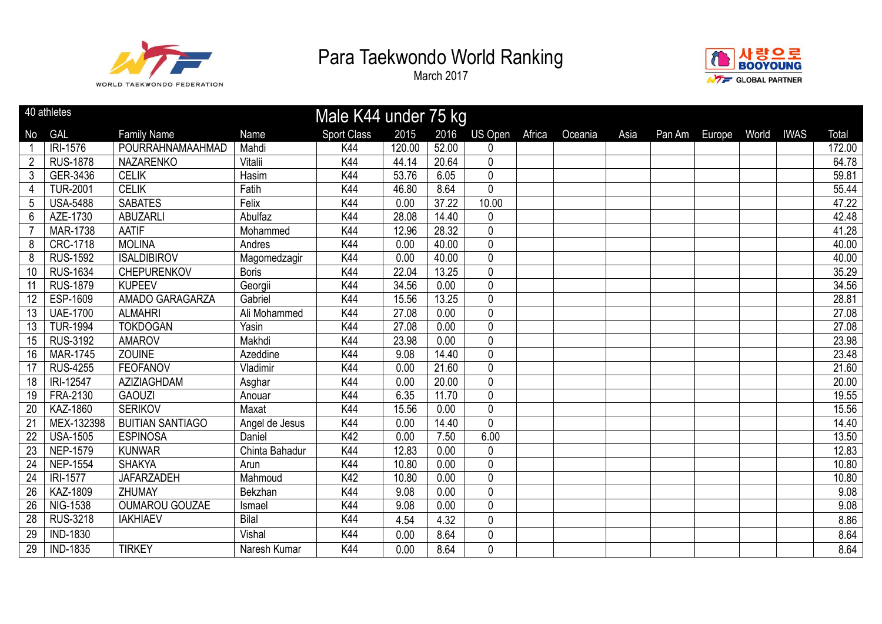# Para Taekwondo World Ranking

March 2017

| 40 athletes | | | Male K44 under 75 kg | | | | | | | | | | | | | |
|---|---|---|---|---|---|---|---|---|---|---|---|---|---|---|---|---|
| No | GAL | Family Name | Name | Sport Class | 2015 | 2016 | US Open | Africa | Oceania | Asia | Pan Am | Europe | World | IWAS | Total |
| 1 | IRI-1576 | POURRAHNAMAAHMAD | Mahdi | K44 | 120.00 | 52.00 | 0 | | | | | | | | 172.00 |
| 2 | RUS-1878 | NAZARENKO | Vitalii | K44 | 44.14 | 20.64 | 0 | | | | | | | | 64.78 |
| 3 | GER-3436 | CELIK | Hasim | K44 | 53.76 | 6.05 | 0 | | | | | | | | 59.81 |
| 4 | TUR-2001 | CELIK | Fatih | K44 | 46.80 | 8.64 | 0 | | | | | | | | 55.44 |
| 5 | USA-5488 | SABATES | Felix | K44 | 0.00 | 37.22 | 10.00 | | | | | | | | 47.22 |
| 6 | AZE-1730 | ABUZARLI | Abulfaz | K44 | 28.08 | 14.40 | 0 | | | | | | | | 42.48 |
| 7 | MAR-1738 | AATIF | Mohammed | K44 | 12.96 | 28.32 | 0 | | | | | | | | 41.28 |
| 8 | CRC-1718 | MOLINA | Andres | K44 | 0.00 | 40.00 | 0 | | | | | | | | 40.00 |
| 8 | RUS-1592 | ISALDIBIROV | Magomedzagir | K44 | 0.00 | 40.00 | 0 | | | | | | | | 40.00 |
| 10 | RUS-1634 | CHEPURENKOV | Boris | K44 | 22.04 | 13.25 | 0 | | | | | | | | 35.29 |
| 11 | RUS-1879 | KUPEEV | Georgii | K44 | 34.56 | 0.00 | 0 | | | | | | | | 34.56 |
| 12 | ESP-1609 | AMADO GARAGARZA | Gabriel | K44 | 15.56 | 13.25 | 0 | | | | | | | | 28.81 |
| 13 | UAE-1700 | ALMAHRI | Ali Mohammed | K44 | 27.08 | 0.00 | 0 | | | | | | | | 27.08 |
| 13 | TUR-1994 | TOKDOGAN | Yasin | K44 | 27.08 | 0.00 | 0 | | | | | | | | 27.08 |
| 15 | RUS-3192 | AMAROV | Makhdi | K44 | 23.98 | 0.00 | 0 | | | | | | | | 23.98 |
| 16 | MAR-1745 | ZOUINE | Azeddine | K44 | 9.08 | 14.40 | 0 | | | | | | | | 23.48 |
| 17 | RUS-4255 | FEOFANOV | Vladimir | K44 | 0.00 | 21.60 | 0 | | | | | | | | 21.60 |
| 18 | IRI-12547 | AZIZIAGHDAM | Asghar | K44 | 0.00 | 20.00 | 0 | | | | | | | | 20.00 |
| 19 | FRA-2130 | GAOUZI | Anouar | K44 | 6.35 | 11.70 | 0 | | | | | | | | 19.55 |
| 20 | KAZ-1860 | SERIKOV | Maxat | K44 | 15.56 | 0.00 | 0 | | | | | | | | 15.56 |
| 21 | MEX-132398 | BUITIAN SANTIAGO | Angel de Jesus | K44 | 0.00 | 14.40 | 0 | | | | | | | | 14.40 |
| 22 | USA-1505 | ESPINOSA | Daniel | K42 | 0.00 | 7.50 | 6.00 | | | | | | | | 13.50 |
| 23 | NEP-1579 | KUNWAR | Chinta Bahadur | K44 | 12.83 | 0.00 | 0 | | | | | | | | 12.83 |
| 24 | NEP-1554 | SHAKYA | Arun | K44 | 10.80 | 0.00 | 0 | | | | | | | | 10.80 |
| 24 | IRI-1577 | JAFARZADEH | Mahmoud | K42 | 10.80 | 0.00 | 0 | | | | | | | | 10.80 |
| 26 | KAZ-1809 | ZHUMAY | Bekzhan | K44 | 9.08 | 0.00 | 0 | | | | | | | | 9.08 |
| 26 | NIG-1538 | OUMAROU GOUZAE | Ismael | K44 | 9.08 | 0.00 | 0 | | | | | | | | 9.08 |
| 28 | RUS-3218 | IAKHIAEV | Bilal | K44 | 4.54 | 4.32 | 0 | | | | | | | | 8.86 |
| 29 | IND-1830 | | Vishal | K44 | 0.00 | 8.64 | 0 | | | | | | | | 8.64 |
| 29 | IND-1835 | TIRKEY | Naresh Kumar | K44 | 0.00 | 8.64 | 0 | | | | | | | | 8.64 |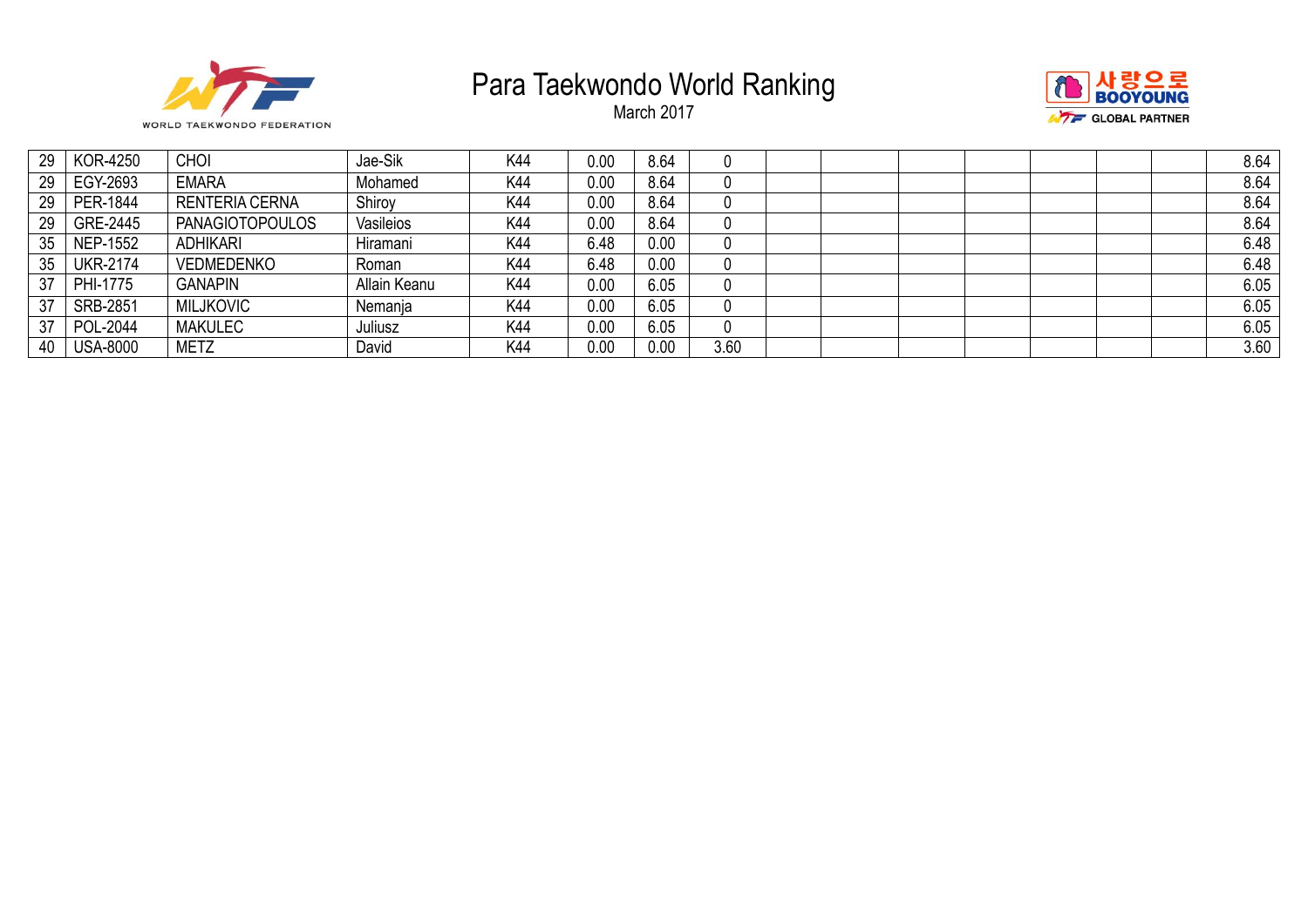# Para Taekwondo World Ranking

March 2017

| | | | | | | | | | | | | | | | |
|---|---|---|---|---|---|---|---|---|---|---|---|---|---|---|---|
| 29 | KOR-4250 | CHOI | Jae-Sik | K44 | 0.00 | 8.64 | 0 | | | | | | | | 8.64 |
| 29 | EGY-2693 | EMARA | Mohamed | K44 | 0.00 | 8.64 | 0 | | | | | | | | 8.64 |
| 29 | PER-1844 | RENTERIA CERNA | Shiroy | K44 | 0.00 | 8.64 | 0 | | | | | | | | 8.64 |
| 29 | GRE-2445 | PANAGIOTOPOULOS | Vasileios | K44 | 0.00 | 8.64 | 0 | | | | | | | | 8.64 |
| 35 | NEP-1552 | ADHIKARI | Hiramani | K44 | 6.48 | 0.00 | 0 | | | | | | | | 6.48 |
| 35 | UKR-2174 | VEDMEDENKO | Roman | K44 | 6.48 | 0.00 | 0 | | | | | | | | 6.48 |
| 37 | PHI-1775 | GANAPIN | Allain Keanu | K44 | 0.00 | 6.05 | 0 | | | | | | | | 6.05 |
| 37 | SRB-2851 | MILJKOVIC | Nemanja | K44 | 0.00 | 6.05 | 0 | | | | | | | | 6.05 |
| 37 | POL-2044 | MAKULEC | Juliusz | K44 | 0.00 | 6.05 | 0 | | | | | | | | 6.05 |
| 40 | USA-8000 | METZ | David | K44 | 0.00 | 0.00 | 3.60 | | | | | | | | 3.60 |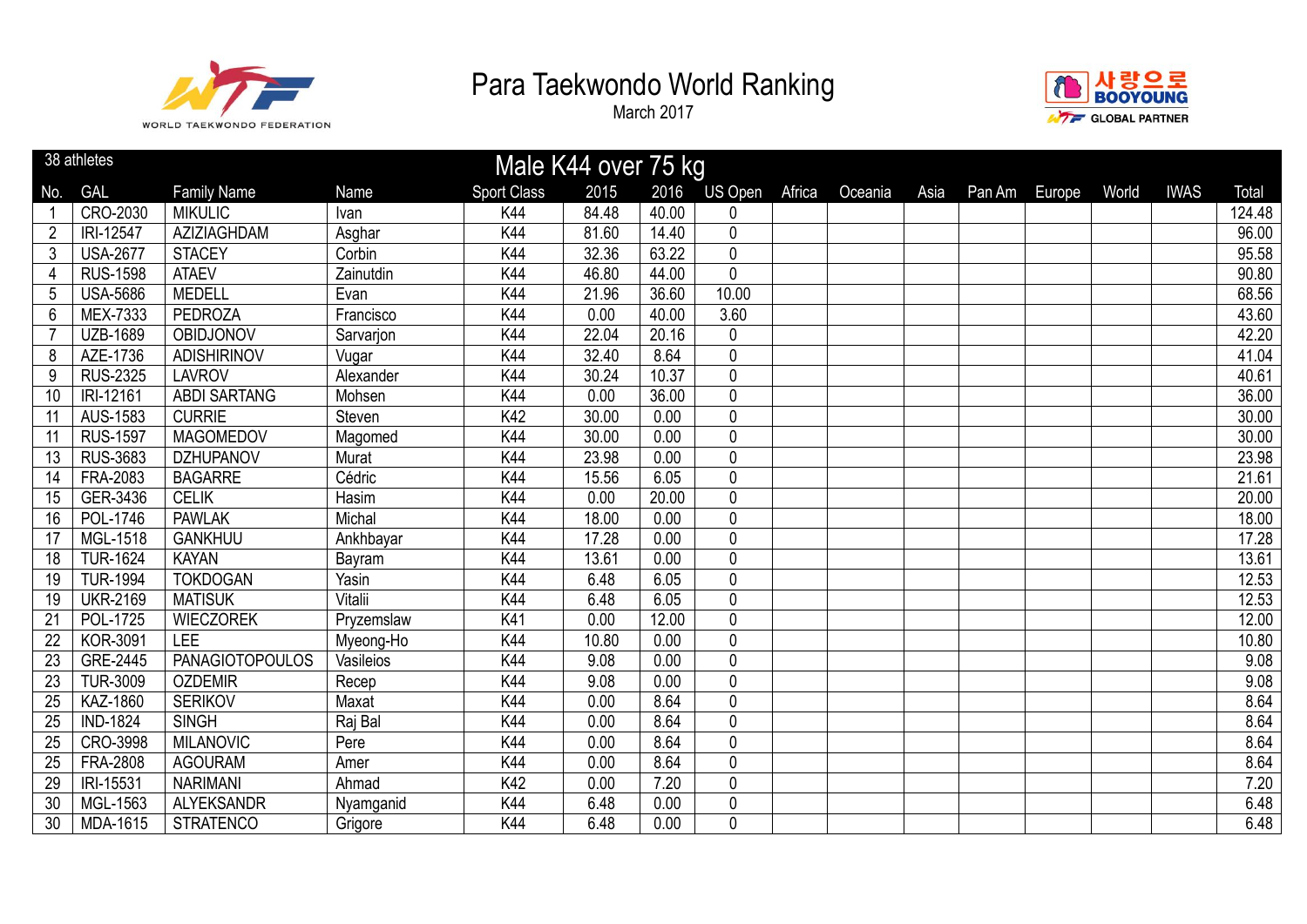# Para Taekwondo World Ranking

March 2017

## Male K44 over 75 kg

38 athletes

| No. | GAL | Family Name | Name | Sport Class | 2015 | 2016 | US Open | Africa | Oceania | Asia | Pan Am | Europe | World | IWAS | Total |
|---|---|---|---|---|---|---|---|---|---|---|---|---|---|---|---|
| 1 | CRO-2030 | MIKULIC | Ivan | K44 | 84.48 | 40.00 | 0 | | | | | | | | 124.48 |
| 2 | IRI-12547 | AZIZIAGHDAM | Asghar | K44 | 81.60 | 14.40 | 0 | | | | | | | | 96.00 |
| 3 | USA-2677 | STACEY | Corbin | K44 | 32.36 | 63.22 | 0 | | | | | | | | 95.58 |
| 4 | RUS-1598 | ATAEV | Zainutdin | K44 | 46.80 | 44.00 | 0 | | | | | | | | 90.80 |
| 5 | USA-5686 | MEDELL | Evan | K44 | 21.96 | 36.60 | 10.00 | | | | | | | | 68.56 |
| 6 | MEX-7333 | PEDROZA | Francisco | K44 | 0.00 | 40.00 | 3.60 | | | | | | | | 43.60 |
| 7 | UZB-1689 | OBIDJONOV | Sarvarjon | K44 | 22.04 | 20.16 | 0 | | | | | | | | 42.20 |
| 8 | AZE-1736 | ADISHIRINOV | Vugar | K44 | 32.40 | 8.64 | 0 | | | | | | | | 41.04 |
| 9 | RUS-2325 | LAVROV | Alexander | K44 | 30.24 | 10.37 | 0 | | | | | | | | 40.61 |
| 10 | IRI-12161 | ABDI SARTANG | Mohsen | K44 | 0.00 | 36.00 | 0 | | | | | | | | 36.00 |
| 11 | AUS-1583 | CURRIE | Steven | K42 | 30.00 | 0.00 | 0 | | | | | | | | 30.00 |
| 11 | RUS-1597 | MAGOMEDOV | Magomed | K44 | 30.00 | 0.00 | 0 | | | | | | | | 30.00 |
| 13 | RUS-3683 | DZHUPANOV | Murat | K44 | 23.98 | 0.00 | 0 | | | | | | | | 23.98 |
| 14 | FRA-2083 | BAGARRE | Cédric | K44 | 15.56 | 6.05 | 0 | | | | | | | | 21.61 |
| 15 | GER-3436 | CELIK | Hasim | K44 | 0.00 | 20.00 | 0 | | | | | | | | 20.00 |
| 16 | POL-1746 | PAWLAK | Michal | K44 | 18.00 | 0.00 | 0 | | | | | | | | 18.00 |
| 17 | MGL-1518 | GANKHUU | Ankhbayar | K44 | 17.28 | 0.00 | 0 | | | | | | | | 17.28 |
| 18 | TUR-1624 | KAYAN | Bayram | K44 | 13.61 | 0.00 | 0 | | | | | | | | 13.61 |
| 19 | TUR-1994 | TOKDOGAN | Yasin | K44 | 6.48 | 6.05 | 0 | | | | | | | | 12.53 |
| 19 | UKR-2169 | MATISUK | Vitalii | K44 | 6.48 | 6.05 | 0 | | | | | | | | 12.53 |
| 21 | POL-1725 | WIECZOREK | Pryzemslaw | K41 | 0.00 | 12.00 | 0 | | | | | | | | 12.00 |
| 22 | KOR-3091 | LEE | Myeong-Ho | K44 | 10.80 | 0.00 | 0 | | | | | | | | 10.80 |
| 23 | GRE-2445 | PANAGIOTOPOULOS | Vasileios | K44 | 9.08 | 0.00 | 0 | | | | | | | | 9.08 |
| 23 | TUR-3009 | OZDEMIR | Recep | K44 | 9.08 | 0.00 | 0 | | | | | | | | 9.08 |
| 25 | KAZ-1860 | SERIKOV | Maxat | K44 | 0.00 | 8.64 | 0 | | | | | | | | 8.64 |
| 25 | IND-1824 | SINGH | Raj Bal | K44 | 0.00 | 8.64 | 0 | | | | | | | | 8.64 |
| 25 | CRO-3998 | MILANOVIC | Pere | K44 | 0.00 | 8.64 | 0 | | | | | | | | 8.64 |
| 25 | FRA-2808 | AGOURAM | Amer | K44 | 0.00 | 8.64 | 0 | | | | | | | | 8.64 |
| 29 | IRI-15531 | NARIMANI | Ahmad | K42 | 0.00 | 7.20 | 0 | | | | | | | | 7.20 |
| 30 | MGL-1563 | ALYEKSANDR | Nyamganid | K44 | 6.48 | 0.00 | 0 | | | | | | | | 6.48 |
| 30 | MDA-1615 | STRATENCO | Grigore | K44 | 6.48 | 0.00 | 0 | | | | | | | | 6.48 |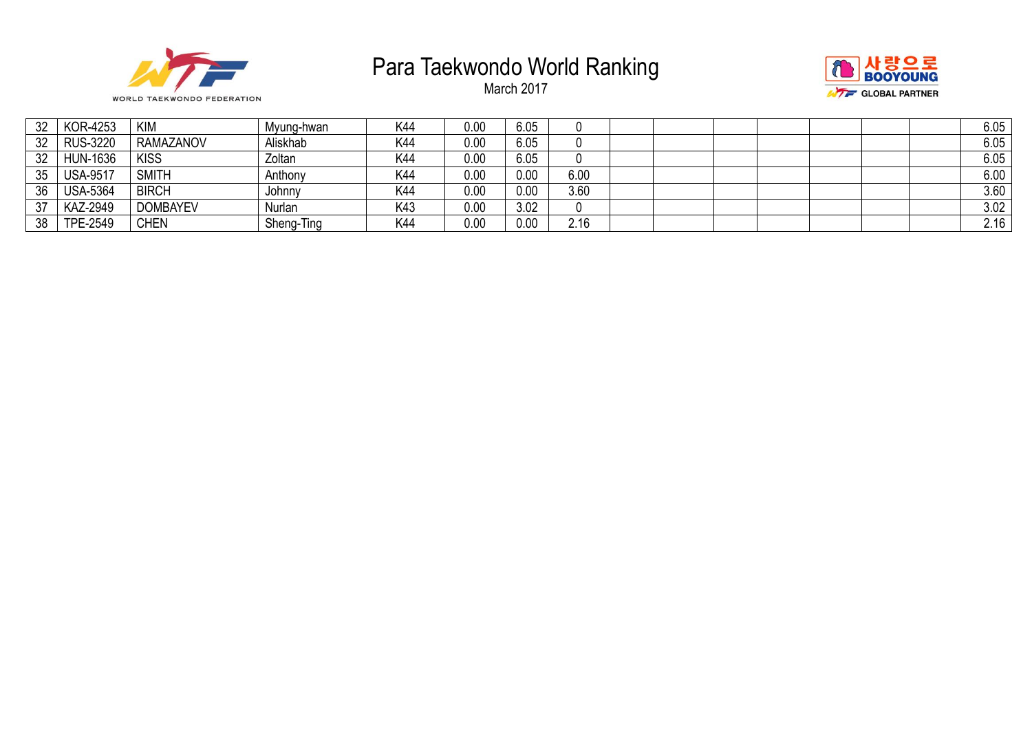# Para Taekwondo World Ranking

March 2017

| | | | | | | | | | | | | | | | |
|---|---|---|---|---|---|---|---|---|---|---|---|---|---|---|---|
| 32 | KOR-4253 | KIM | Myung-hwan | K44 | 0.00 | 6.05 | 0 | | | | | | | | 6.05 |
| 32 | RUS-3220 | RAMAZANOV | Aliskhab | K44 | 0.00 | 6.05 | 0 | | | | | | | | 6.05 |
| 32 | HUN-1636 | KISS | Zoltan | K44 | 0.00 | 6.05 | 0 | | | | | | | | 6.05 |
| 35 | USA-9517 | SMITH | Anthony | K44 | 0.00 | 0.00 | 6.00 | | | | | | | | 6.00 |
| 36 | USA-5364 | BIRCH | Johnny | K44 | 0.00 | 0.00 | 3.60 | | | | | | | | 3.60 |
| 37 | KAZ-2949 | DOMBAYEV | Nurlan | K43 | 0.00 | 3.02 | 0 | | | | | | | | 3.02 |
| 38 | TPE-2549 | CHEN | Sheng-Ting | K44 | 0.00 | 0.00 | 2.16 | | | | | | | | 2.16 |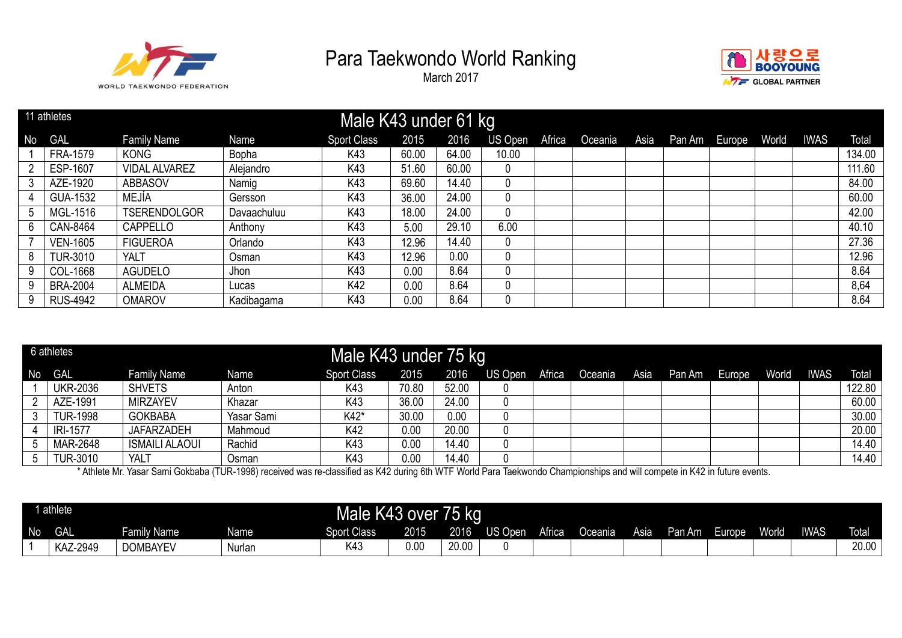# Para Taekwondo World Ranking

March 2017

## Male K43 under 61 kg

11 athletes

| No | GAL | Family Name | Name | Sport Class | 2015 | 2016 | US Open | Africa | Oceania | Asia | Pan Am | Europe | World | IWAS | Total |
|---|---|---|---|---|---|---|---|---|---|---|---|---|---|---|---|
| 1 | FRA-1579 | KONG | Bopha | K43 | 60.00 | 64.00 | 10.00 | | | | | | | | 134.00 |
| 2 | ESP-1607 | VIDAL ALVAREZ | Alejandro | K43 | 51.60 | 60.00 | 0 | | | | | | | | 111.60 |
| 3 | AZE-1920 | ABBASOV | Namig | K43 | 69.60 | 14.40 | 0 | | | | | | | | 84.00 |
| 4 | GUA-1532 | MEJÍA | Gersson | K43 | 36.00 | 24.00 | 0 | | | | | | | | 60.00 |
| 5 | MGL-1516 | TSERENDOLGOR | Davaachuluu | K43 | 18.00 | 24.00 | 0 | | | | | | | | 42.00 |
| 6 | CAN-8464 | CAPPELLO | Anthony | K43 | 5.00 | 29.10 | 6.00 | | | | | | | | 40.10 |
| 7 | VEN-1605 | FIGUEROA | Orlando | K43 | 12.96 | 14.40 | 0 | | | | | | | | 27.36 |
| 8 | TUR-3010 | YALT | Osman | K43 | 12.96 | 0.00 | 0 | | | | | | | | 12.96 |
| 9 | COL-1668 | AGUDELO | Jhon | K43 | 0.00 | 8.64 | 0 | | | | | | | | 8.64 |
| 9 | BRA-2004 | ALMEIDA | Lucas | K42 | 0.00 | 8.64 | 0 | | | | | | | | 8,64 |
| 9 | RUS-4942 | OMAROV | Kadibagama | K43 | 0.00 | 8.64 | 0 | | | | | | | | 8.64 |

## Male K43 under 75 kg

6 athletes

| No | GAL | Family Name | Name | Sport Class | 2015 | 2016 | US Open | Africa | Oceania | Asia | Pan Am | Europe | World | IWAS | Total |
|---|---|---|---|---|---|---|---|---|---|---|---|---|---|---|---|
| 1 | UKR-2036 | SHVETS | Anton | K43 | 70.80 | 52.00 | 0 | | | | | | | | 122.80 |
| 2 | AZE-1991 | MIRZAYEV | Khazar | K43 | 36.00 | 24.00 | 0 | | | | | | | | 60.00 |
| 3 | TUR-1998 | GOKBABA | Yasar Sami | K42* | 30.00 | 0.00 | 0 | | | | | | | | 30.00 |
| 4 | IRI-1577 | JAFARZADEH | Mahmoud | K42 | 0.00 | 20.00 | 0 | | | | | | | | 20.00 |
| 5 | MAR-2648 | ISMAILI ALAOUI | Rachid | K43 | 0.00 | 14.40 | 0 | | | | | | | | 14.40 |
| 5 | TUR-3010 | YALT | Osman | K43 | 0.00 | 14.40 | 0 | | | | | | | | 14.40 |

* Athlete Mr. Yasar Sami Gokbaba (TUR-1998) received was re-classified as K42 during 6th WTF World Para Taekwondo Championships and will compete in K42 in future events.

## Male K43 over 75 kg

1 athlete

| No | GAL | Family Name | Name | Sport Class | 2015 | 2016 | US Open | Africa | Oceania | Asia | Pan Am | Europe | World | IWAS | Total |
|---|---|---|---|---|---|---|---|---|---|---|---|---|---|---|---|
| 1 | KAZ-2949 | DOMBAYEV | Nurlan | K43 | 0.00 | 20.00 | 0 | | | | | | | | 20.00 |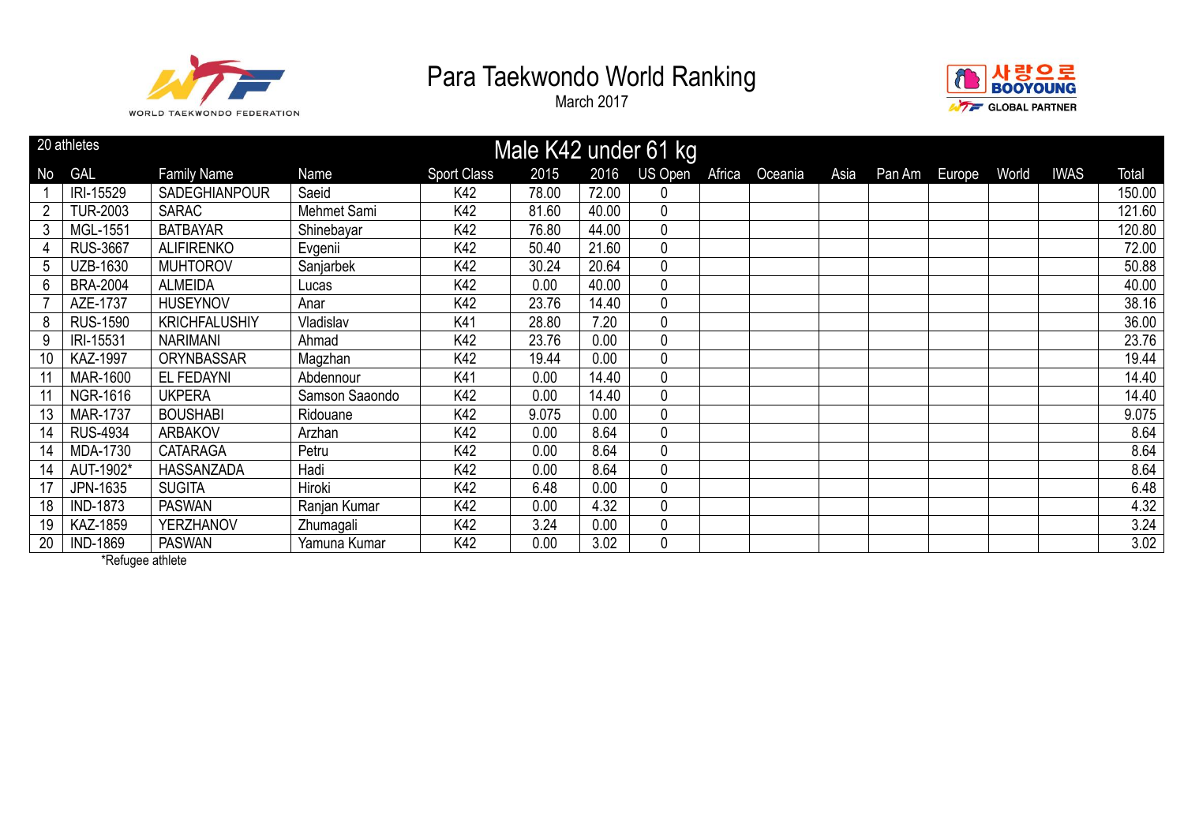# Para Taekwondo World Ranking

March 2017

WORLD TAEKWONDO FEDERATION

사랑으로 BOOYOUNG GLOBAL PARTNER

## Male K42 under 61 kg

20 athletes

| No | GAL | Family Name | Name | Sport Class | 2015 | 2016 | US Open | Africa | Oceania | Asia | Pan Am | Europe | World | IWAS | Total |
|---|---|---|---|---|---|---|---|---|---|---|---|---|---|---|---|
| 1 | IRI-15529 | SADEGHIANPOUR | Saeid | K42 | 78.00 | 72.00 | 0 | | | | | | | | 150.00 |
| 2 | TUR-2003 | SARAC | Mehmet Sami | K42 | 81.60 | 40.00 | 0 | | | | | | | | 121.60 |
| 3 | MGL-1551 | BATBAYAR | Shinebayar | K42 | 76.80 | 44.00 | 0 | | | | | | | | 120.80 |
| 4 | RUS-3667 | ALIFIRENKO | Evgenii | K42 | 50.40 | 21.60 | 0 | | | | | | | | 72.00 |
| 5 | UZB-1630 | MUHTOROV | Sanjarbek | K42 | 30.24 | 20.64 | 0 | | | | | | | | 50.88 |
| 6 | BRA-2004 | ALMEIDA | Lucas | K42 | 0.00 | 40.00 | 0 | | | | | | | | 40.00 |
| 7 | AZE-1737 | HUSEYNOV | Anar | K42 | 23.76 | 14.40 | 0 | | | | | | | | 38.16 |
| 8 | RUS-1590 | KRICHFALUSHIY | Vladislav | K41 | 28.80 | 7.20 | 0 | | | | | | | | 36.00 |
| 9 | IRI-15531 | NARIMANI | Ahmad | K42 | 23.76 | 0.00 | 0 | | | | | | | | 23.76 |
| 10 | KAZ-1997 | ORYNBASSAR | Magzhan | K42 | 19.44 | 0.00 | 0 | | | | | | | | 19.44 |
| 11 | MAR-1600 | EL FEDAYNI | Abdennour | K41 | 0.00 | 14.40 | 0 | | | | | | | | 14.40 |
| 11 | NGR-1616 | UKPERA | Samson Saaondo | K42 | 0.00 | 14.40 | 0 | | | | | | | | 14.40 |
| 13 | MAR-1737 | BOUSHABI | Ridouane | K42 | 9.075 | 0.00 | 0 | | | | | | | | 9.075 |
| 14 | RUS-4934 | ARBAKOV | Arzhan | K42 | 0.00 | 8.64 | 0 | | | | | | | | 8.64 |
| 14 | MDA-1730 | CATARAGA | Petru | K42 | 0.00 | 8.64 | 0 | | | | | | | | 8.64 |
| 14 | AUT-1902* | HASSANZADA | Hadi | K42 | 0.00 | 8.64 | 0 | | | | | | | | 8.64 |
| 17 | JPN-1635 | SUGITA | Hiroki | K42 | 6.48 | 0.00 | 0 | | | | | | | | 6.48 |
| 18 | IND-1873 | PASWAN | Ranjan Kumar | K42 | 0.00 | 4.32 | 0 | | | | | | | | 4.32 |
| 19 | KAZ-1859 | YERZHANOV | Zhumagali | K42 | 3.24 | 0.00 | 0 | | | | | | | | 3.24 |
| 20 | IND-1869 | PASWAN | Yamuna Kumar | K42 | 0.00 | 3.02 | 0 | | | | | | | | 3.02 |

*Refugee athlete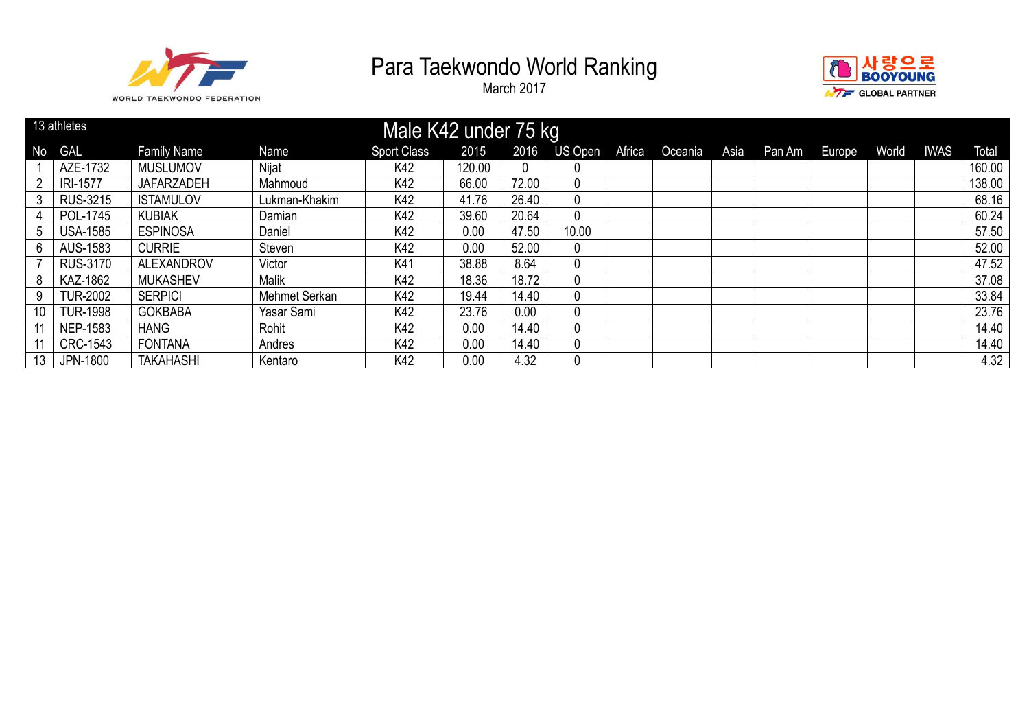# Para Taekwondo World Ranking

March 2017

## Male K42 under 75 kg

13 athletes

| No | GAL | Family Name | Name | Sport Class | 2015 | 2016 | US Open | Africa | Oceania | Asia | Pan Am | Europe | World | IWAS | Total |
|---|---|---|---|---|---|---|---|---|---|---|---|---|---|---|---|
| 1 | AZE-1732 | MUSLUMOV | Nijat | K42 | 120.00 | 0 | 0 | | | | | | | | 160.00 |
| 2 | IRI-1577 | JAFARZADEH | Mahmoud | K42 | 66.00 | 72.00 | 0 | | | | | | | | 138.00 |
| 3 | RUS-3215 | ISTAMULOV | Lukman-Khakim | K42 | 41.76 | 26.40 | 0 | | | | | | | | 68.16 |
| 4 | POL-1745 | KUBIAK | Damian | K42 | 39.60 | 20.64 | 0 | | | | | | | | 60.24 |
| 5 | USA-1585 | ESPINOSA | Daniel | K42 | 0.00 | 47.50 | 10.00 | | | | | | | | 57.50 |
| 6 | AUS-1583 | CURRIE | Steven | K42 | 0.00 | 52.00 | 0 | | | | | | | | 52.00 |
| 7 | RUS-3170 | ALEXANDROV | Victor | K41 | 38.88 | 8.64 | 0 | | | | | | | | 47.52 |
| 8 | KAZ-1862 | MUKASHEV | Malik | K42 | 18.36 | 18.72 | 0 | | | | | | | | 37.08 |
| 9 | TUR-2002 | SERPICI | Mehmet Serkan | K42 | 19.44 | 14.40 | 0 | | | | | | | | 33.84 |
| 10 | TUR-1998 | GOKBABA | Yasar Sami | K42 | 23.76 | 0.00 | 0 | | | | | | | | 23.76 |
| 11 | NEP-1583 | HANG | Rohit | K42 | 0.00 | 14.40 | 0 | | | | | | | | 14.40 |
| 11 | CRC-1543 | FONTANA | Andres | K42 | 0.00 | 14.40 | 0 | | | | | | | | 14.40 |
| 13 | JPN-1800 | TAKAHASHI | Kentaro | K42 | 0.00 | 4.32 | 0 | | | | | | | | 4.32 |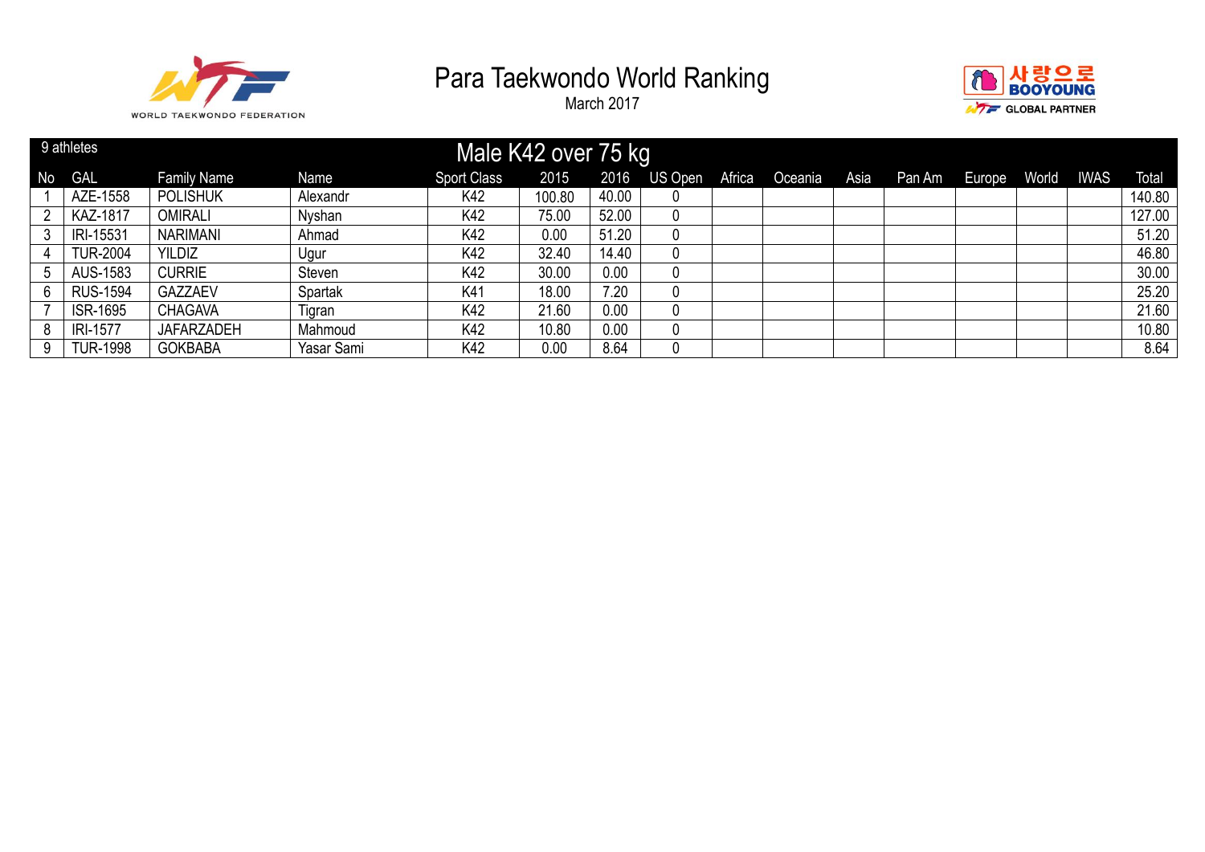# Para Taekwondo World Ranking

March 2017

## Male K42 over 75 kg

9 athletes

| No | GAL | Family Name | Name | Sport Class | 2015 | 2016 | US Open | Africa | Oceania | Asia | Pan Am | Europe | World | IWAS | Total |
|---|---|---|---|---|---|---|---|---|---|---|---|---|---|---|---|
| 1 | AZE-1558 | POLISHUK | Alexandr | K42 | 100.80 | 40.00 | 0 | | | | | | | | 140.80 |
| 2 | KAZ-1817 | OMIRALI | Nyshan | K42 | 75.00 | 52.00 | 0 | | | | | | | | 127.00 |
| 3 | IRI-15531 | NARIMANI | Ahmad | K42 | 0.00 | 51.20 | 0 | | | | | | | | 51.20 |
| 4 | TUR-2004 | YILDIZ | Ugur | K42 | 32.40 | 14.40 | 0 | | | | | | | | 46.80 |
| 5 | AUS-1583 | CURRIE | Steven | K42 | 30.00 | 0.00 | 0 | | | | | | | | 30.00 |
| 6 | RUS-1594 | GAZZAEV | Spartak | K41 | 18.00 | 7.20 | 0 | | | | | | | | 25.20 |
| 7 | ISR-1695 | CHAGAVA | Tigran | K42 | 21.60 | 0.00 | 0 | | | | | | | | 21.60 |
| 8 | IRI-1577 | JAFARZADEH | Mahmoud | K42 | 10.80 | 0.00 | 0 | | | | | | | | 10.80 |
| 9 | TUR-1998 | GOKBABA | Yasar Sami | K42 | 0.00 | 8.64 | 0 | | | | | | | | 8.64 |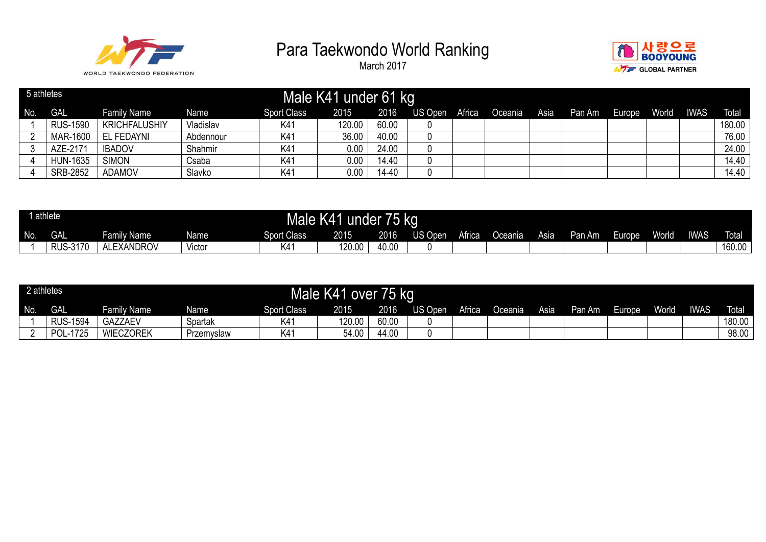# Para Taekwondo World Ranking

March 2017

WORLD TAEKWONDO FEDERATION

사랑으로 BOOYOUNG WTF GLOBAL PARTNER

## Male K41 under 61 kg

5 athletes

| No. | GAL | Family Name | Name | Sport Class | 2015 | 2016 | US Open | Africa | Oceania | Asia | Pan Am | Europe | World | IWAS | Total |
|---|---|---|---|---|---|---|---|---|---|---|---|---|---|---|---|
| 1 | RUS-1590 | KRICHFALUSHIY | Vladislav | K41 | 120.00 | 60.00 | 0 | | | | | | | | 180.00 |
| 2 | MAR-1600 | EL FEDAYNI | Abdennour | K41 | 36.00 | 40.00 | 0 | | | | | | | | 76.00 |
| 3 | AZE-2171 | IBADOV | Shahmir | K41 | 0.00 | 24.00 | 0 | | | | | | | | 24.00 |
| 4 | HUN-1635 | SIMON | Csaba | K41 | 0.00 | 14.40 | 0 | | | | | | | | 14.40 |
| 4 | SRB-2852 | ADAMOV | Slavko | K41 | 0.00 | 14-40 | 0 | | | | | | | | 14.40 |

## Male K41 under 75 kg

1 athlete

| No. | GAL | Family Name | Name | Sport Class | 2015 | 2016 | US Open | Africa | Oceania | Asia | Pan Am | Europe | World | IWAS | Total |
|---|---|---|---|---|---|---|---|---|---|---|---|---|---|---|---|
| 1 | RUS-3170 | ALEXANDROV | Victor | K41 | 120.00 | 40.00 | 0 | | | | | | | | 160.00 |

## Male K41 over 75 kg

2 athletes

| No. | GAL | Family Name | Name | Sport Class | 2015 | 2016 | US Open | Africa | Oceania | Asia | Pan Am | Europe | World | IWAS | Total |
|---|---|---|---|---|---|---|---|---|---|---|---|---|---|---|---|
| 1 | RUS-1594 | GAZZAEV | Spartak | K41 | 120.00 | 60.00 | 0 | | | | | | | | 180.00 |
| 2 | POL-1725 | WIECZOREK | Przemyslaw | K41 | 54.00 | 44.00 | 0 | | | | | | | | 98.00 |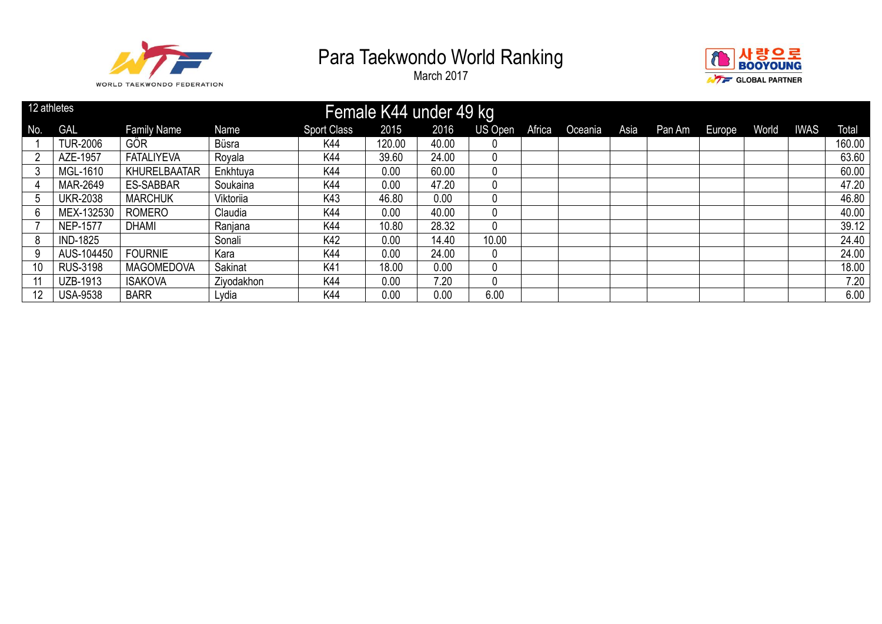# Para Taekwondo World Ranking

March 2017

WORLD TAEKWONDO FEDERATION

사랑으로 BOOYOUNG GLOBAL PARTNER

12 athletes

## Female K44 under 49 kg

| No. | GAL | Family Name | Name | Sport Class | 2015 | 2016 | US Open | Africa | Oceania | Asia | Pan Am | Europe | World | IWAS | Total |
|---|---|---|---|---|---|---|---|---|---|---|---|---|---|---|---|
| 1 | TUR-2006 | GÖR | Büsra | K44 | 120.00 | 40.00 | 0 | | | | | | | | 160.00 |
| 2 | AZE-1957 | FATALIYEVA | Royala | K44 | 39.60 | 24.00 | 0 | | | | | | | | 63.60 |
| 3 | MGL-1610 | KHURELBAATAR | Enkhtuya | K44 | 0.00 | 60.00 | 0 | | | | | | | | 60.00 |
| 4 | MAR-2649 | ES-SABBAR | Soukaina | K44 | 0.00 | 47.20 | 0 | | | | | | | | 47.20 |
| 5 | UKR-2038 | MARCHUK | Viktoriia | K43 | 46.80 | 0.00 | 0 | | | | | | | | 46.80 |
| 6 | MEX-132530 | ROMERO | Claudia | K44 | 0.00 | 40.00 | 0 | | | | | | | | 40.00 |
| 7 | NEP-1577 | DHAMI | Ranjana | K44 | 10.80 | 28.32 | 0 | | | | | | | | 39.12 |
| 8 | IND-1825 | | Sonali | K42 | 0.00 | 14.40 | 10.00 | | | | | | | | 24.40 |
| 9 | AUS-104450 | FOURNIE | Kara | K44 | 0.00 | 24.00 | 0 | | | | | | | | 24.00 |
| 10 | RUS-3198 | MAGOMEDOVA | Sakinat | K41 | 18.00 | 0.00 | 0 | | | | | | | | 18.00 |
| 11 | UZB-1913 | ISAKOVA | Ziyodakhon | K44 | 0.00 | 7.20 | 0 | | | | | | | | 7.20 |
| 12 | USA-9538 | BARR | Lydia | K44 | 0.00 | 0.00 | 6.00 | | | | | | | | 6.00 |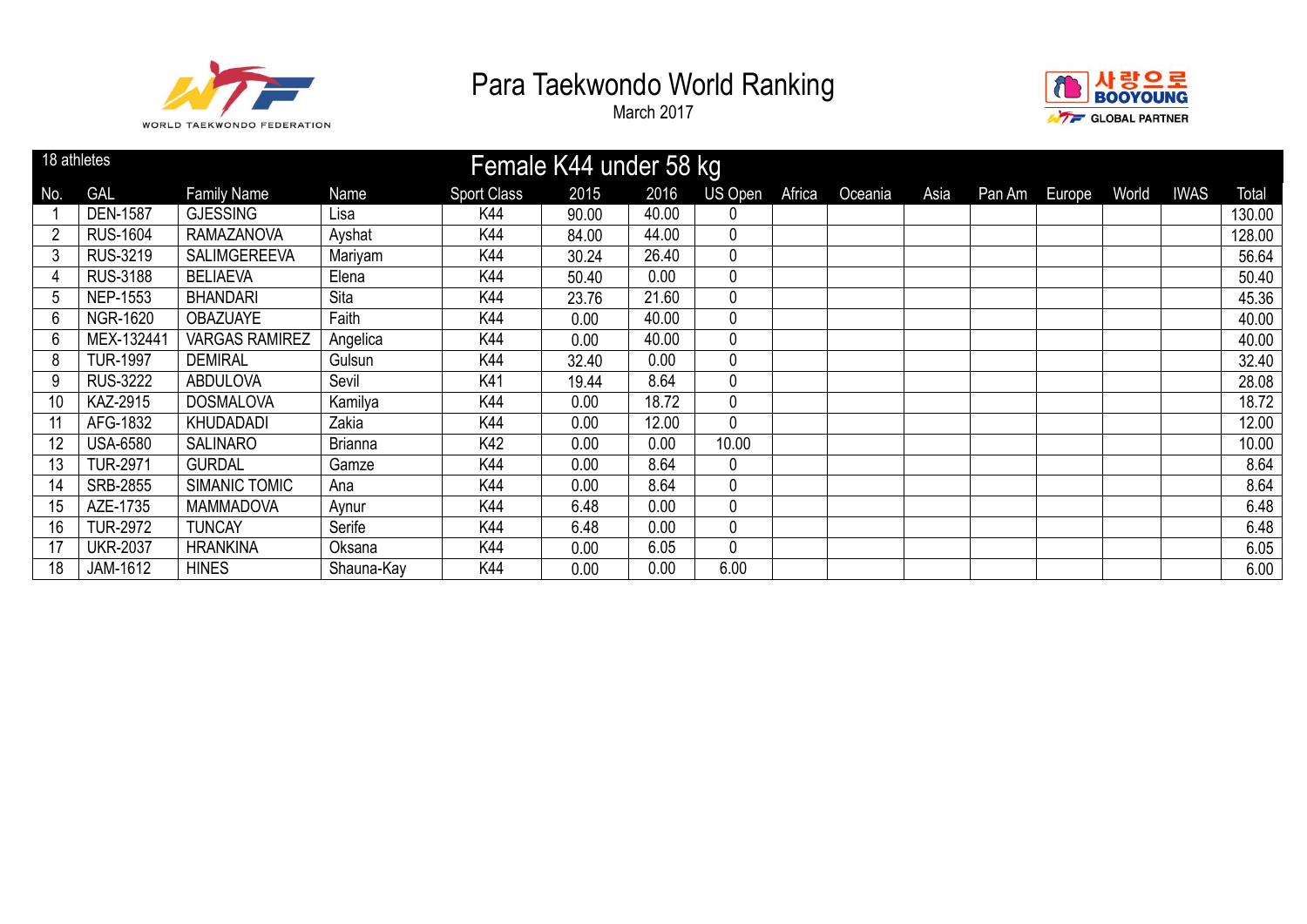# Para Taekwondo World Ranking

March 2017

18 athletes

## Female K44 under 58 kg

| No. | GAL | Family Name | Name | Sport Class | 2015 | 2016 | US Open | Africa | Oceania | Asia | Pan Am | Europe | World | IWAS | Total |
|---|---|---|---|---|---|---|---|---|---|---|---|---|---|---|---|
| 1 | DEN-1587 | GJESSING | Lisa | K44 | 90.00 | 40.00 | 0 | | | | | | | | 130.00 |
| 2 | RUS-1604 | RAMAZANOVA | Ayshat | K44 | 84.00 | 44.00 | 0 | | | | | | | | 128.00 |
| 3 | RUS-3219 | SALIMGEREEVA | Mariyam | K44 | 30.24 | 26.40 | 0 | | | | | | | | 56.64 |
| 4 | RUS-3188 | BELIAEVA | Elena | K44 | 50.40 | 0.00 | 0 | | | | | | | | 50.40 |
| 5 | NEP-1553 | BHANDARI | Sita | K44 | 23.76 | 21.60 | 0 | | | | | | | | 45.36 |
| 6 | NGR-1620 | OBAZUAYE | Faith | K44 | 0.00 | 40.00 | 0 | | | | | | | | 40.00 |
| 6 | MEX-132441 | VARGAS RAMIREZ | Angelica | K44 | 0.00 | 40.00 | 0 | | | | | | | | 40.00 |
| 8 | TUR-1997 | DEMIRAL | Gulsun | K44 | 32.40 | 0.00 | 0 | | | | | | | | 32.40 |
| 9 | RUS-3222 | ABDULOVA | Sevil | K41 | 19.44 | 8.64 | 0 | | | | | | | | 28.08 |
| 10 | KAZ-2915 | DOSMALOVA | Kamilya | K44 | 0.00 | 18.72 | 0 | | | | | | | | 18.72 |
| 11 | AFG-1832 | KHUDADADI | Zakia | K44 | 0.00 | 12.00 | 0 | | | | | | | | 12.00 |
| 12 | USA-6580 | SALINARO | Brianna | K42 | 0.00 | 0.00 | 10.00 | | | | | | | | 10.00 |
| 13 | TUR-2971 | GURDAL | Gamze | K44 | 0.00 | 8.64 | 0 | | | | | | | | 8.64 |
| 14 | SRB-2855 | SIMANIC TOMIC | Ana | K44 | 0.00 | 8.64 | 0 | | | | | | | | 8.64 |
| 15 | AZE-1735 | MAMMADOVA | Aynur | K44 | 6.48 | 0.00 | 0 | | | | | | | | 6.48 |
| 16 | TUR-2972 | TUNCAY | Serife | K44 | 6.48 | 0.00 | 0 | | | | | | | | 6.48 |
| 17 | UKR-2037 | HRANKINA | Oksana | K44 | 0.00 | 6.05 | 0 | | | | | | | | 6.05 |
| 18 | JAM-1612 | HINES | Shauna-Kay | K44 | 0.00 | 0.00 | 6.00 | | | | | | | | 6.00 |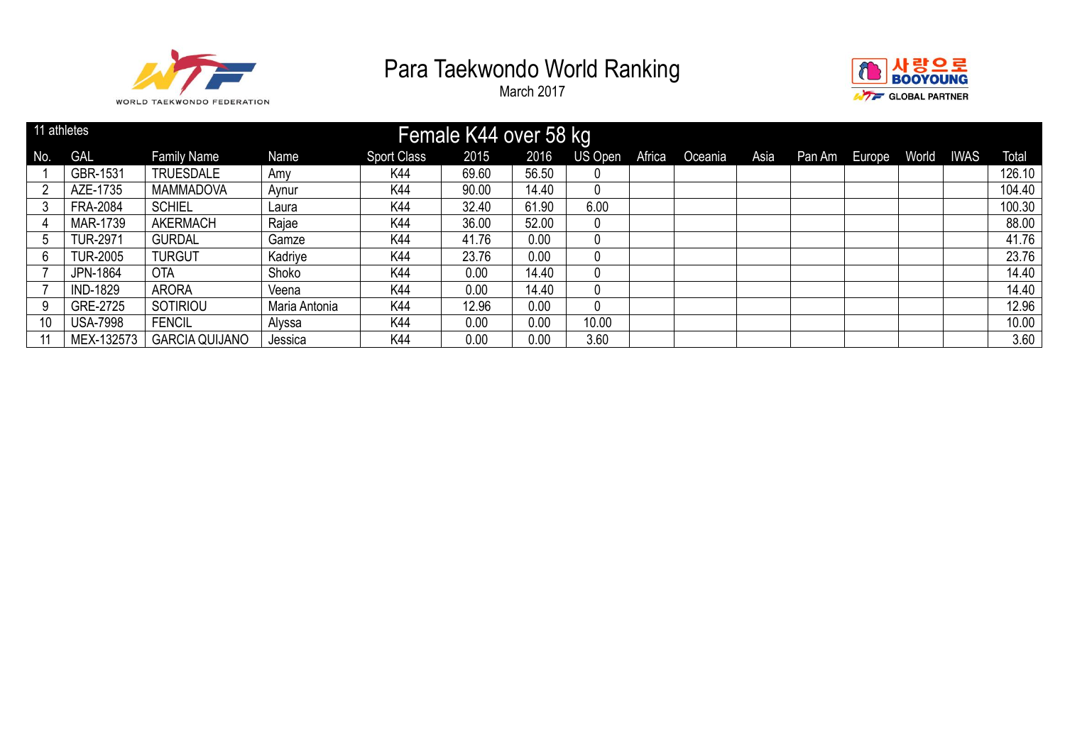# Para Taekwondo World Ranking

March 2017

11 athletes

## Female K44 over 58 kg

| No. | GAL | Family Name | Name | Sport Class | 2015 | 2016 | US Open | Africa | Oceania | Asia | Pan Am | Europe | World | IWAS | Total |
|---|---|---|---|---|---|---|---|---|---|---|---|---|---|---|---|
| 1 | GBR-1531 | TRUESDALE | Amy | K44 | 69.60 | 56.50 | 0 | | | | | | | | 126.10 |
| 2 | AZE-1735 | MAMMADOVA | Aynur | K44 | 90.00 | 14.40 | 0 | | | | | | | | 104.40 |
| 3 | FRA-2084 | SCHIEL | Laura | K44 | 32.40 | 61.90 | 6.00 | | | | | | | | 100.30 |
| 4 | MAR-1739 | AKERMACH | Rajae | K44 | 36.00 | 52.00 | 0 | | | | | | | | 88.00 |
| 5 | TUR-2971 | GURDAL | Gamze | K44 | 41.76 | 0.00 | 0 | | | | | | | | 41.76 |
| 6 | TUR-2005 | TURGUT | Kadriye | K44 | 23.76 | 0.00 | 0 | | | | | | | | 23.76 |
| 7 | JPN-1864 | OTA | Shoko | K44 | 0.00 | 14.40 | 0 | | | | | | | | 14.40 |
| 7 | IND-1829 | ARORA | Veena | K44 | 0.00 | 14.40 | 0 | | | | | | | | 14.40 |
| 9 | GRE-2725 | SOTIRIOU | Maria Antonia | K44 | 12.96 | 0.00 | 0 | | | | | | | | 12.96 |
| 10 | USA-7998 | FENCIL | Alyssa | K44 | 0.00 | 0.00 | 10.00 | | | | | | | | 10.00 |
| 11 | MEX-132573 | GARCIA QUIJANO | Jessica | K44 | 0.00 | 0.00 | 3.60 | | | | | | | | 3.60 |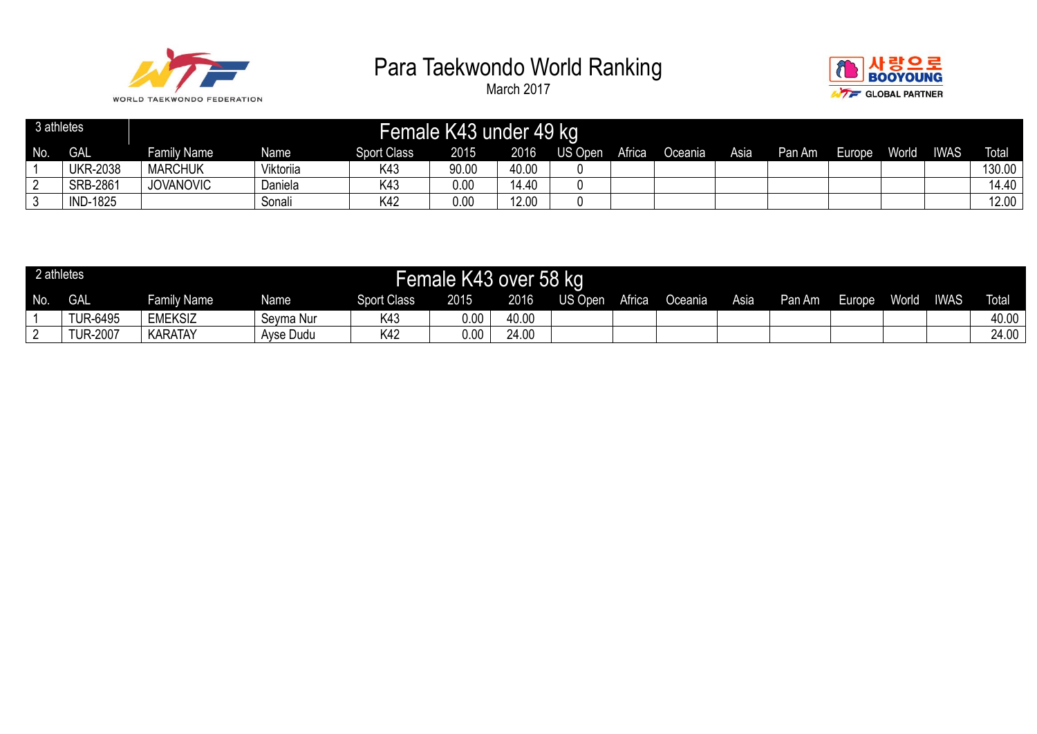# Para Taekwondo World Ranking

March 2017

## Female K43 under 49 kg

3 athletes

| No. | GAL | Family Name | Name | Sport Class | 2015 | 2016 | US Open | Africa | Oceania | Asia | Pan Am | Europe | World | IWAS | Total |
|---|---|---|---|---|---|---|---|---|---|---|---|---|---|---|---|
| 1 | UKR-2038 | MARCHUK | Viktoriia | K43 | 90.00 | 40.00 | 0 | | | | | | | | 130.00 |
| 2 | SRB-2861 | JOVANOVIC | Daniela | K43 | 0.00 | 14.40 | 0 | | | | | | | | 14.40 |
| 3 | IND-1825 | | Sonali | K42 | 0.00 | 12.00 | 0 | | | | | | | | 12.00 |

## Female K43 over 58 kg

2 athletes

| No. | GAL | Family Name | Name | Sport Class | 2015 | 2016 | US Open | Africa | Oceania | Asia | Pan Am | Europe | World | IWAS | Total |
|---|---|---|---|---|---|---|---|---|---|---|---|---|---|---|---|
| 1 | TUR-6495 | EMEKSIZ | Seyma Nur | K43 | 0.00 | 40.00 | | | | | | | | | 40.00 |
| 2 | TUR-2007 | KARATAY | Ayse Dudu | K42 | 0.00 | 24.00 | | | | | | | | | 24.00 |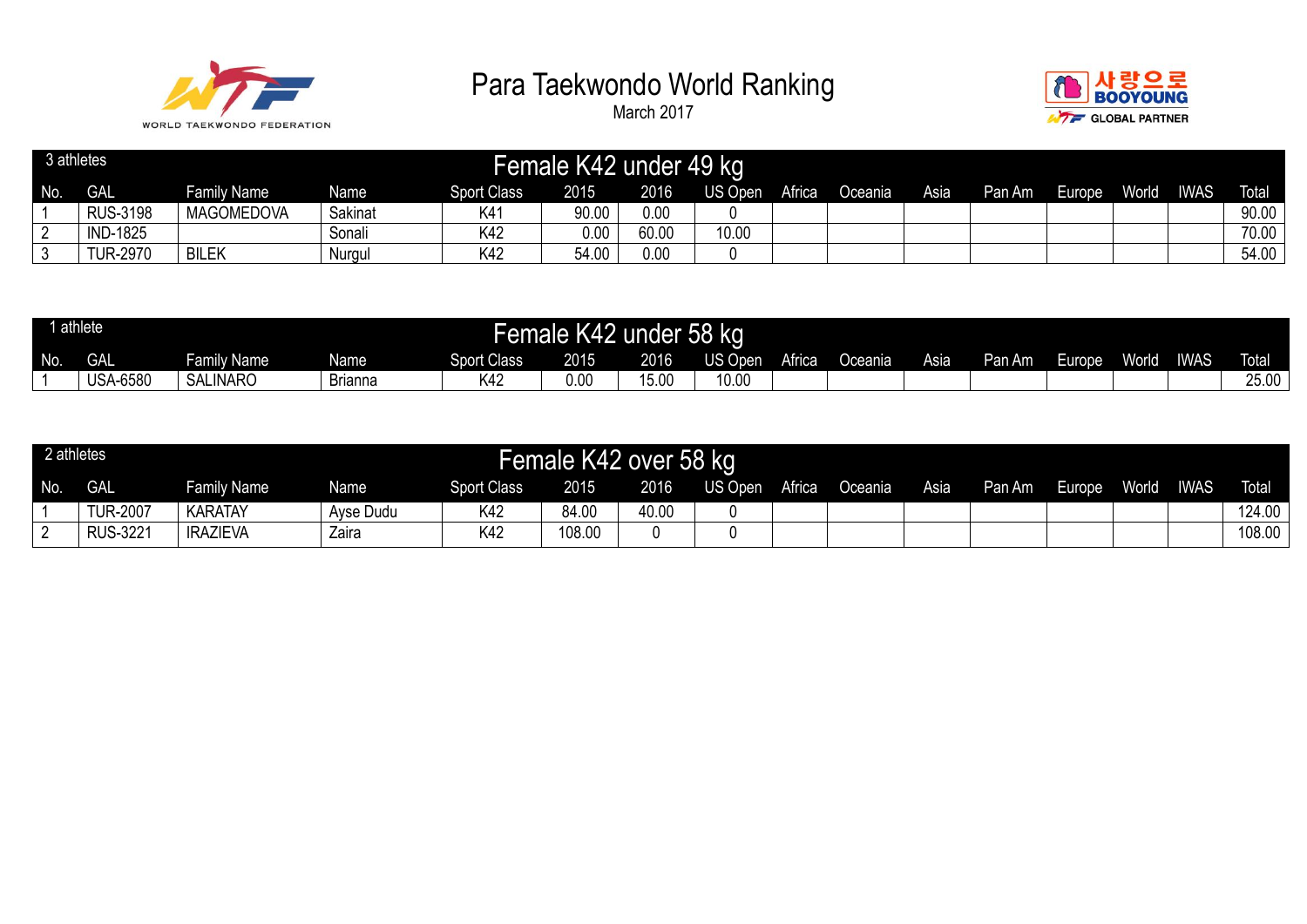# Para Taekwondo World Ranking

March 2017

## Female K42 under 49 kg

3 athletes

| No. | GAL | Family Name | Name | Sport Class | 2015 | 2016 | US Open | Africa | Oceania | Asia | Pan Am | Europe | World | IWAS | Total |
|---|---|---|---|---|---|---|---|---|---|---|---|---|---|---|---|
| 1 | RUS-3198 | MAGOMEDOVA | Sakinat | K41 | 90.00 | 0.00 | 0 | | | | | | | | 90.00 |
| 2 | IND-1825 | | Sonali | K42 | 0.00 | 60.00 | 10.00 | | | | | | | | 70.00 |
| 3 | TUR-2970 | BILEK | Nurgul | K42 | 54.00 | 0.00 | 0 | | | | | | | | 54.00 |

## Female K42 under 58 kg

1 athlete

| No. | GAL | Family Name | Name | Sport Class | 2015 | 2016 | US Open | Africa | Oceania | Asia | Pan Am | Europe | World | IWAS | Total |
|---|---|---|---|---|---|---|---|---|---|---|---|---|---|---|---|
| 1 | USA-6580 | SALINARO | Brianna | K42 | 0.00 | 15.00 | 10.00 | | | | | | | | 25.00 |

## Female K42 over 58 kg

2 athletes

| No. | GAL | Family Name | Name | Sport Class | 2015 | 2016 | US Open | Africa | Oceania | Asia | Pan Am | Europe | World | IWAS | Total |
|---|---|---|---|---|---|---|---|---|---|---|---|---|---|---|---|
| 1 | TUR-2007 | KARATAY | Ayse Dudu | K42 | 84.00 | 40.00 | 0 | | | | | | | | 124.00 |
| 2 | RUS-3221 | IRAZIEVA | Zaira | K42 | 108.00 | 0 | 0 | | | | | | | | 108.00 |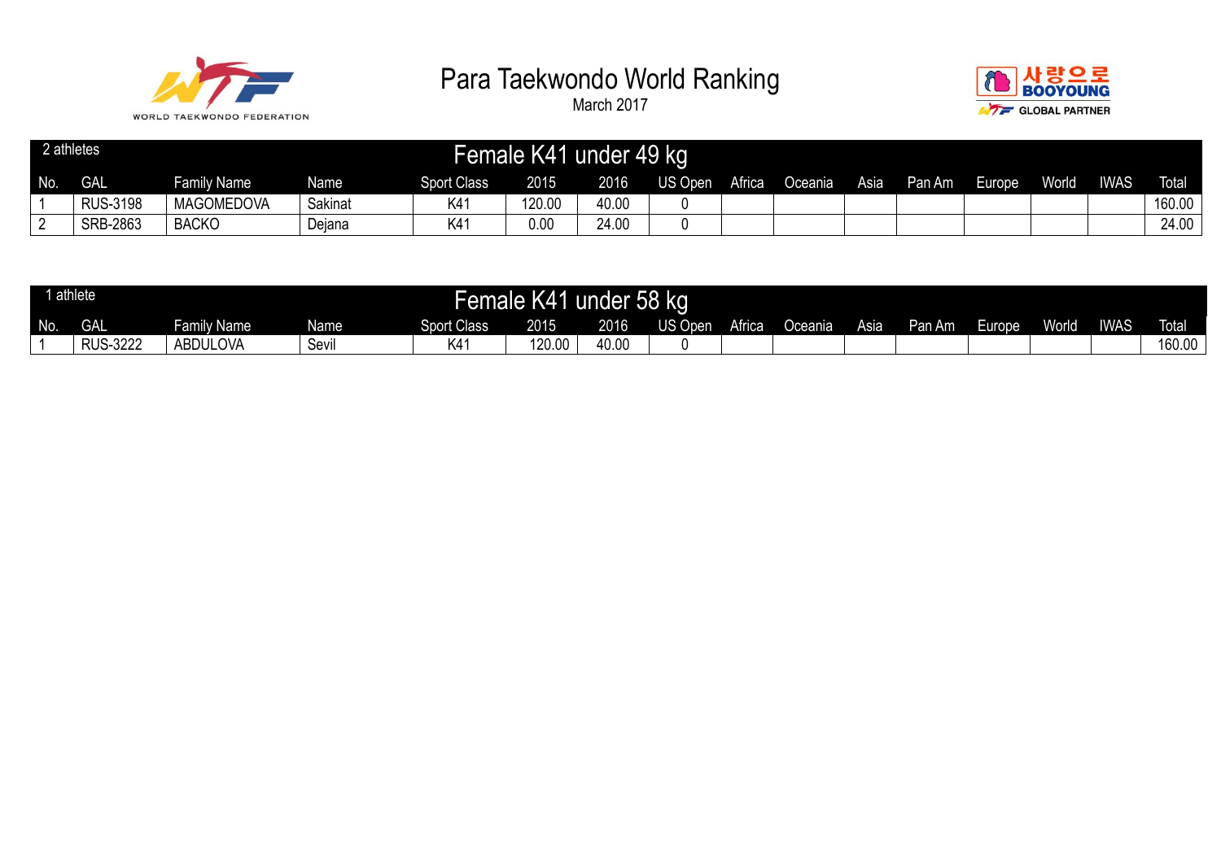# Para Taekwondo World Ranking

March 2017

WORLD TAEKWONDO FEDERATION

사랑으로 BOOYOUNG WTF GLOBAL PARTNER

## Female K41 under 49 kg

2 athletes

| No. | GAL | Family Name | Name | Sport Class | 2015 | 2016 | US Open | Africa | Oceania | Asia | Pan Am | Europe | World | IWAS | Total |
|---|---|---|---|---|---|---|---|---|---|---|---|---|---|---|---|
| 1 | RUS-3198 | MAGOMEDOVA | Sakinat | K41 | 120.00 | 40.00 | 0 | | | | | | | | 160.00 |
| 2 | SRB-2863 | BACKO | Dejana | K41 | 0.00 | 24.00 | 0 | | | | | | | | 24.00 |

## Female K41 under 58 kg

1 athlete

| No. | GAL | Family Name | Name | Sport Class | 2015 | 2016 | US Open | Africa | Oceania | Asia | Pan Am | Europe | World | IWAS | Total |
|---|---|---|---|---|---|---|---|---|---|---|---|---|---|---|---|
| 1 | RUS-3222 | ABDULOVA | Sevil | K41 | 120.00 | 40.00 | 0 | | | | | | | | 160.00 |